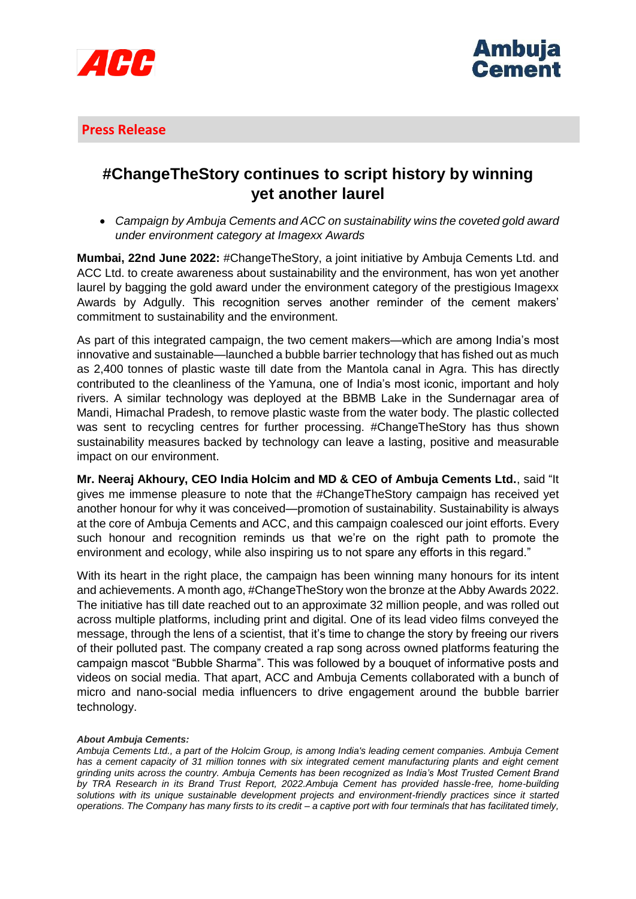ACC

Ambuja Cement

**Press Release**

## #ChangeTheStory continues to script history by winning yet another laurel

- *Campaign by Ambuja Cements and ACC on sustainability wins the coveted gold award under environment category at Imagexx Awards*

**Mumbai, 22nd June 2022:** #ChangeTheStory, a joint initiative by Ambuja Cements Ltd. and ACC Ltd. to create awareness about sustainability and the environment, has won yet another laurel by bagging the gold award under the environment category of the prestigious Imagexx Awards by Adgully. This recognition serves another reminder of the cement makers' commitment to sustainability and the environment.

As part of this integrated campaign, the two cement makers—which are among India's most innovative and sustainable—launched a bubble barrier technology that has fished out as much as 2,400 tonnes of plastic waste till date from the Mantola canal in Agra. This has directly contributed to the cleanliness of the Yamuna, one of India's most iconic, important and holy rivers. A similar technology was deployed at the BBMB Lake in the Sundernagar area of Mandi, Himachal Pradesh, to remove plastic waste from the water body. The plastic collected was sent to recycling centres for further processing. #ChangeTheStory has thus shown sustainability measures backed by technology can leave a lasting, positive and measurable impact on our environment.

**Mr. Neeraj Akhoury, CEO India Holcim and MD & CEO of Ambuja Cements Ltd.**, said "It gives me immense pleasure to note that the #ChangeTheStory campaign has received yet another honour for why it was conceived—promotion of sustainability. Sustainability is always at the core of Ambuja Cements and ACC, and this campaign coalesced our joint efforts. Every such honour and recognition reminds us that we're on the right path to promote the environment and ecology, while also inspiring us to not spare any efforts in this regard."

With its heart in the right place, the campaign has been winning many honours for its intent and achievements. A month ago, #ChangeTheStory won the bronze at the Abby Awards 2022. The initiative has till date reached out to an approximate 32 million people, and was rolled out across multiple platforms, including print and digital. One of its lead video films conveyed the message, through the lens of a scientist, that it's time to change the story by freeing our rivers of their polluted past. The company created a rap song across owned platforms featuring the campaign mascot "Bubble Sharma". This was followed by a bouquet of informative posts and videos on social media. That apart, ACC and Ambuja Cements collaborated with a bunch of micro and nano-social media influencers to drive engagement around the bubble barrier technology.

***About Ambuja Cements:***

*Ambuja Cements Ltd., a part of the Holcim Group, is among India's leading cement companies. Ambuja Cement has a cement capacity of 31 million tonnes with six integrated cement manufacturing plants and eight cement grinding units across the country. Ambuja Cements has been recognized as India's Most Trusted Cement Brand by TRA Research in its Brand Trust Report, 2022.Ambuja Cement has provided hassle-free, home-building solutions with its unique sustainable development projects and environment-friendly practices since it started operations. The Company has many firsts to its credit – a captive port with four terminals that has facilitated timely,*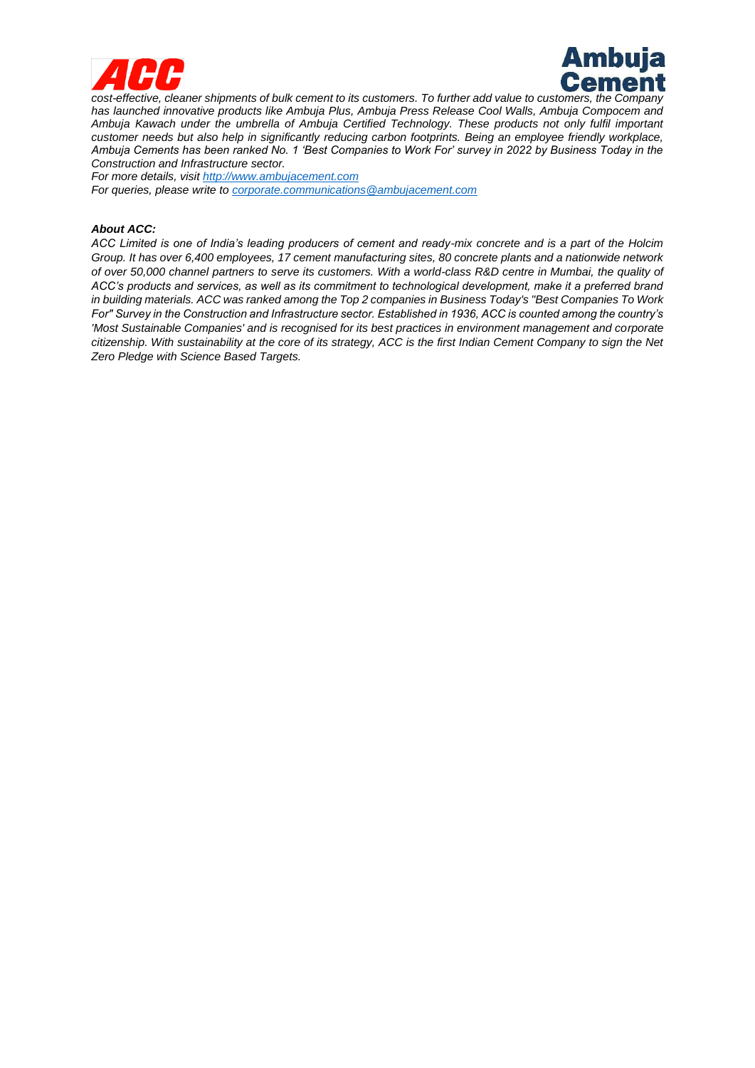*cost-effective, cleaner shipments of bulk cement to its customers. To further add value to customers, the Company has launched innovative products like Ambuja Plus, Ambuja Press Release Cool Walls, Ambuja Compocem and Ambuja Kawach under the umbrella of Ambuja Certified Technology. These products not only fulfil important customer needs but also help in significantly reducing carbon footprints. Being an employee friendly workplace, Ambuja Cements has been ranked No. 1 'Best Companies to Work For' survey in 2022 by Business Today in the Construction and Infrastructure sector.*

*For more details, visit [http://www.ambujacement.com](http://www.ambujacement.com)*

*For queries, please write to [corporate.communications@ambujacement.com](mailto:corporate.communications@ambujacement.com)*

***About ACC:***

*ACC Limited is one of India's leading producers of cement and ready-mix concrete and is a part of the Holcim Group. It has over 6,400 employees, 17 cement manufacturing sites, 80 concrete plants and a nationwide network of over 50,000 channel partners to serve its customers. With a world-class R&D centre in Mumbai, the quality of ACC's products and services, as well as its commitment to technological development, make it a preferred brand in building materials. ACC was ranked among the Top 2 companies in Business Today's "Best Companies To Work For" Survey in the Construction and Infrastructure sector. Established in 1936, ACC is counted among the country's 'Most Sustainable Companies' and is recognised for its best practices in environment management and corporate citizenship. With sustainability at the core of its strategy, ACC is the first Indian Cement Company to sign the Net Zero Pledge with Science Based Targets.*